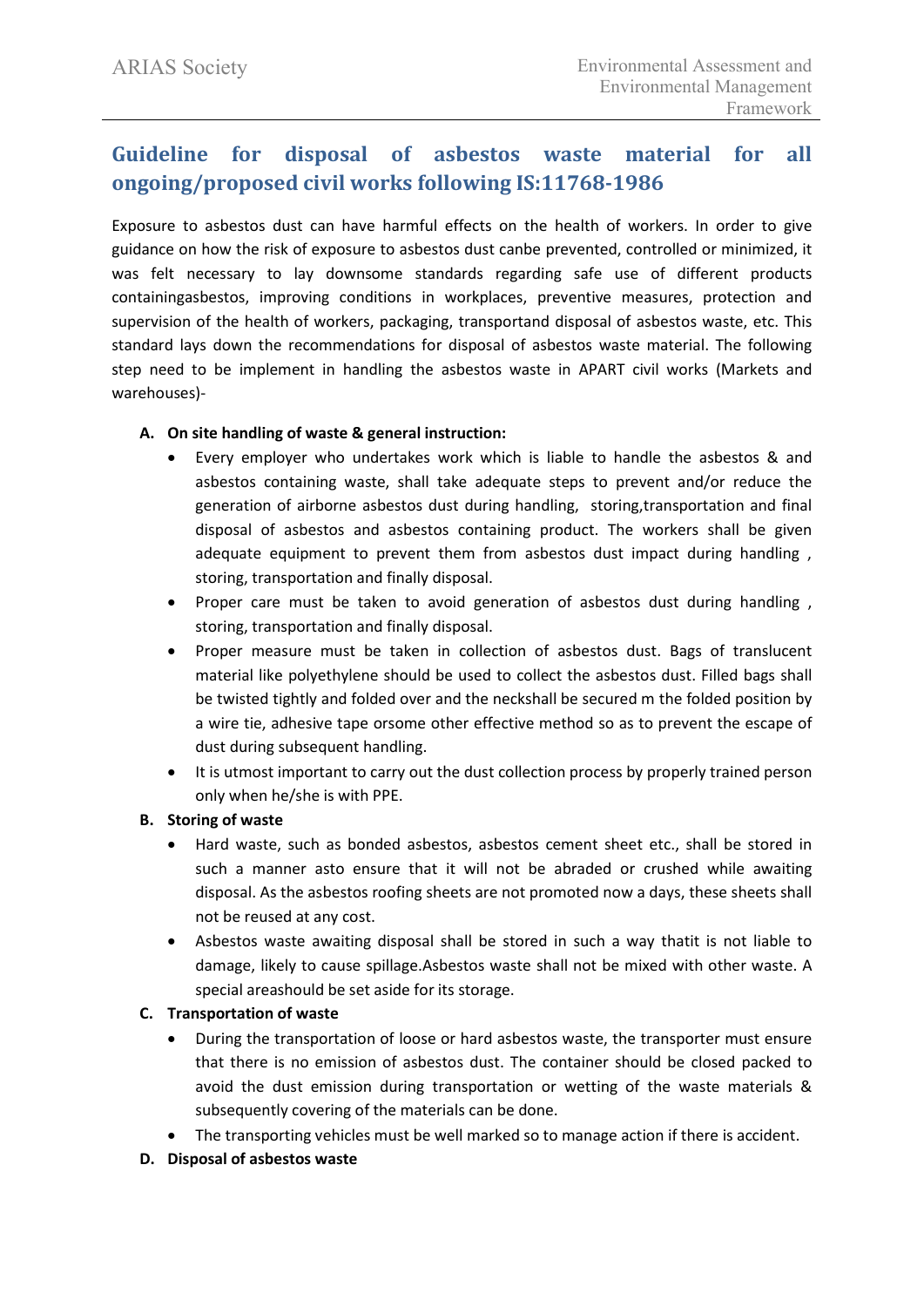## Guideline for disposal of asbestos waste material for all ongoing/proposed civil works following IS:11768-1986

Exposure to asbestos dust can have harmful effects on the health of workers. In order to give guidance on how the risk of exposure to asbestos dust canbe prevented, controlled or minimized, it was felt necessary to lay downsome standards regarding safe use of different products containingasbestos, improving conditions in workplaces, preventive measures, protection and supervision of the health of workers, packaging, transportand disposal of asbestos waste, etc. This standard lays down the recommendations for disposal of asbestos waste material. The following step need to be implement in handling the asbestos waste in APART civil works (Markets and warehouses)-

**A. On site handling of waste & general instruction:**

- Every employer who undertakes work which is liable to handle the asbestos & and asbestos containing waste, shall take adequate steps to prevent and/or reduce the generation of airborne asbestos dust during handling, storing,transportation and final disposal of asbestos and asbestos containing product. The workers shall be given adequate equipment to prevent them from asbestos dust impact during handling , storing, transportation and finally disposal.
- Proper care must be taken to avoid generation of asbestos dust during handling , storing, transportation and finally disposal.
- Proper measure must be taken in collection of asbestos dust. Bags of translucent material like polyethylene should be used to collect the asbestos dust. Filled bags shall be twisted tightly and folded over and the neckshall be secured m the folded position by a wire tie, adhesive tape orsome other effective method so as to prevent the escape of dust during subsequent handling.
- It is utmost important to carry out the dust collection process by properly trained person only when he/she is with PPE.

**B. Storing of waste**

- Hard waste, such as bonded asbestos, asbestos cement sheet etc., shall be stored in such a manner asto ensure that it will not be abraded or crushed while awaiting disposal. As the asbestos roofing sheets are not promoted now a days, these sheets shall not be reused at any cost.
- Asbestos waste awaiting disposal shall be stored in such a way thatit is not liable to damage, likely to cause spillage.Asbestos waste shall not be mixed with other waste. A special areashould be set aside for its storage.

**C. Transportation of waste**

- During the transportation of loose or hard asbestos waste, the transporter must ensure that there is no emission of asbestos dust. The container should be closed packed to avoid the dust emission during transportation or wetting of the waste materials & subsequently covering of the materials can be done.
- The transporting vehicles must be well marked so to manage action if there is accident.

**D. Disposal of asbestos waste**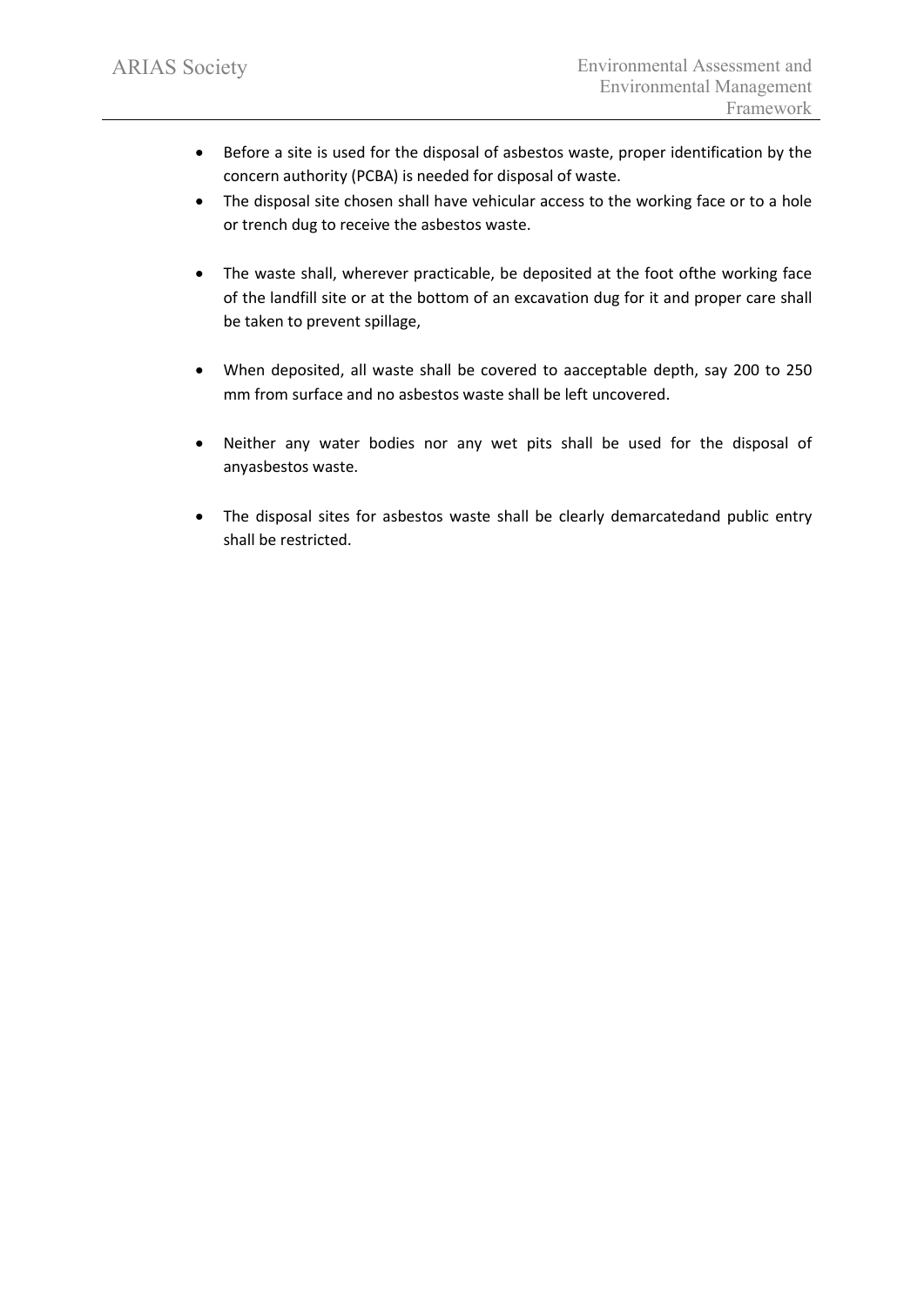- Before a site is used for the disposal of asbestos waste, proper identification by the concern authority (PCBA) is needed for disposal of waste.
- The disposal site chosen shall have vehicular access to the working face or to a hole or trench dug to receive the asbestos waste.
- The waste shall, wherever practicable, be deposited at the foot ofthe working face of the landfill site or at the bottom of an excavation dug for it and proper care shall be taken to prevent spillage,
- When deposited, all waste shall be covered to aacceptable depth, say 200 to 250 mm from surface and no asbestos waste shall be left uncovered.
- Neither any water bodies nor any wet pits shall be used for the disposal of anyasbestos waste.
- The disposal sites for asbestos waste shall be clearly demarcatedand public entry shall be restricted.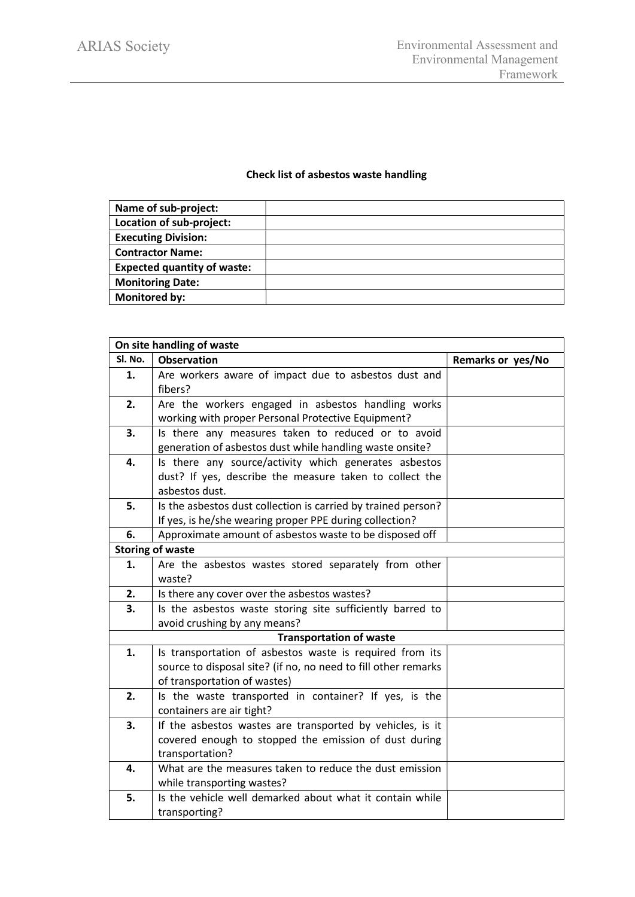**Check list of asbestos waste handling**

| | |
|---|---|
| **Name of sub-project:** | |
| **Location of sub-project:** | |
| **Executing Division:** | |
| **Contractor Name:** | |
| **Expected quantity of waste:** | |
| **Monitoring Date:** | |
| **Monitored by:** | |

| **On site handling of waste** | | |
|---|---|---|
| **Sl. No.** | **Observation** | **Remarks or yes/No** |
| **1.** | Are workers aware of impact due to asbestos dust and fibers? | |
| **2.** | Are the workers engaged in asbestos handling works working with proper Personal Protective Equipment? | |
| **3.** | Is there any measures taken to reduced or to avoid generation of asbestos dust while handling waste onsite? | |
| **4.** | Is there any source/activity which generates asbestos dust? If yes, describe the measure taken to collect the asbestos dust. | |
| **5.** | Is the asbestos dust collection is carried by trained person? If yes, is he/she wearing proper PPE during collection? | |
| **6.** | Approximate amount of asbestos waste to be disposed off | |
| **Storing of waste** | | |
| **1.** | Are the asbestos wastes stored separately from other waste? | |
| **2.** | Is there any cover over the asbestos wastes? | |
| **3.** | Is the asbestos waste storing site sufficiently barred to avoid crushing by any means? | |
| **Transportation of waste** | | |
| **1.** | Is transportation of asbestos waste is required from its source to disposal site? (if no, no need to fill other remarks of transportation of wastes) | |
| **2.** | Is the waste transported in container? If yes, is the containers are air tight? | |
| **3.** | If the asbestos wastes are transported by vehicles, is it covered enough to stopped the emission of dust during transportation? | |
| **4.** | What are the measures taken to reduce the dust emission while transporting wastes? | |
| **5.** | Is the vehicle well demarked about what it contain while transporting? | |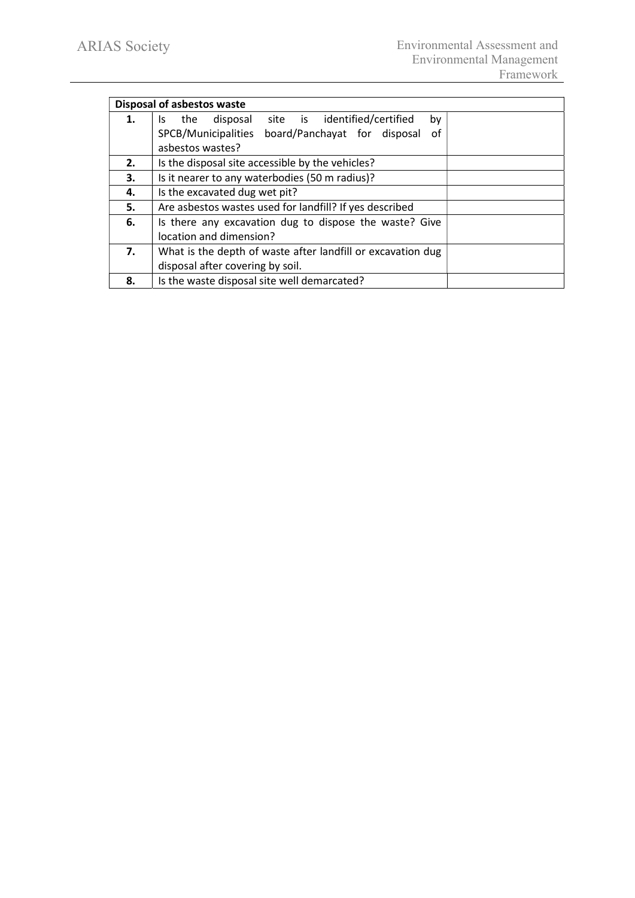| Disposal of asbestos waste | | |
| --- | --- | --- |
| **1.** | Is the disposal site is identified/certified by SPCB/Municipalities board/Panchayat for disposal of asbestos wastes? | |
| **2.** | Is the disposal site accessible by the vehicles? | |
| **3.** | Is it nearer to any waterbodies (50 m radius)? | |
| **4.** | Is the excavated dug wet pit? | |
| **5.** | Are asbestos wastes used for landfill? If yes described | |
| **6.** | Is there any excavation dug to dispose the waste? Give location and dimension? | |
| **7.** | What is the depth of waste after landfill or excavation dug disposal after covering by soil. | |
| **8.** | Is the waste disposal site well demarcated? | |